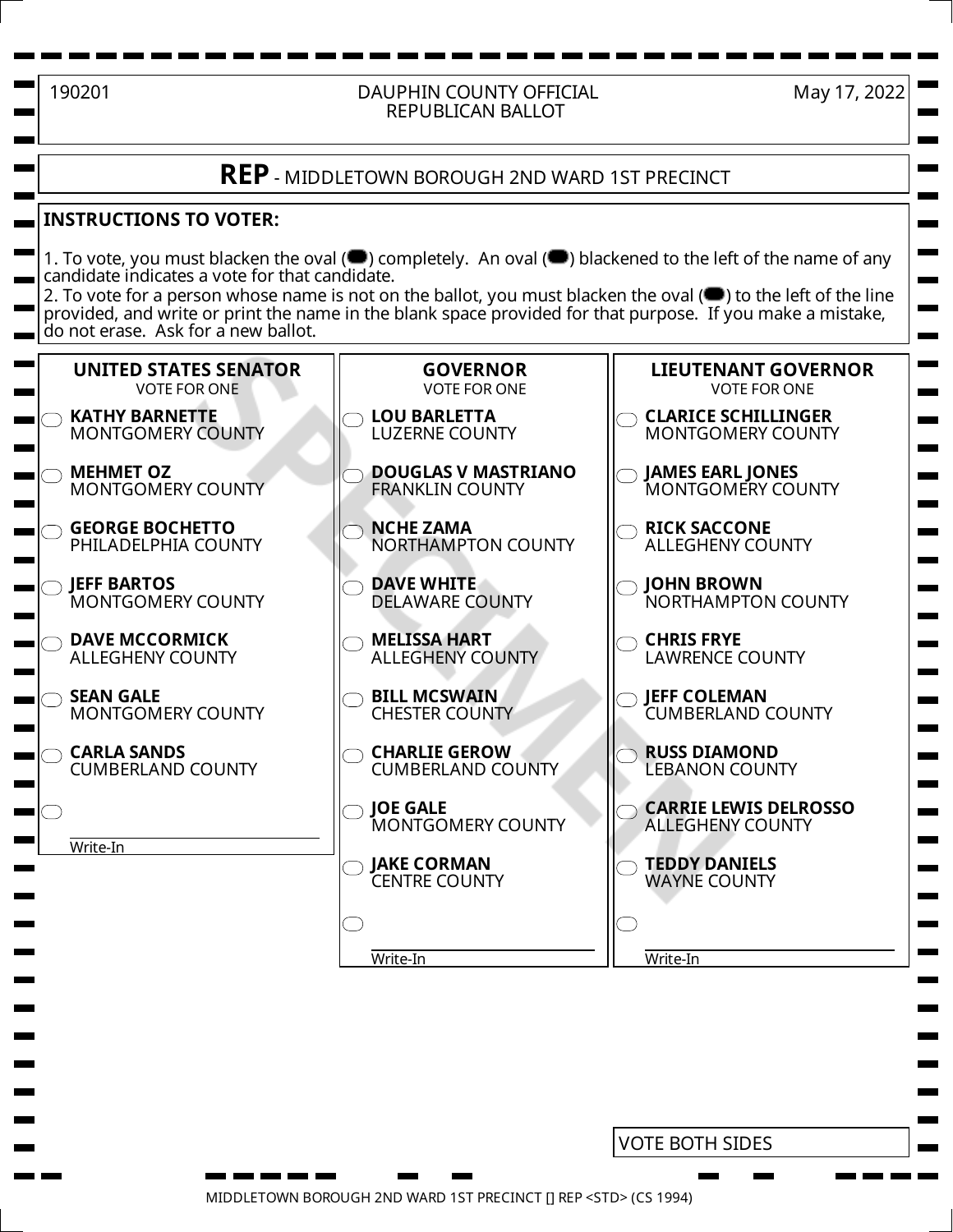190201

DAUPHIN COUNTY OFFICIAL
REPUBLICAN BALLOT

May 17, 2022

# REP - MIDDLETOWN BOROUGH 2ND WARD 1ST PRECINCT

**INSTRUCTIONS TO VOTER:**

1. To vote, you must blacken the oval (⬬) completely. An oval (⬬) blackened to the left of the name of any candidate indicates a vote for that candidate.
2. To vote for a person whose name is not on the ballot, you must blacken the oval (⬬) to the left of the line provided, and write or print the name in the blank space provided for that purpose. If you make a mistake, do not erase. Ask for a new ballot.

## UNITED STATES SENATOR
VOTE FOR ONE

- ⬭ **KATHY BARNETTE** MONTGOMERY COUNTY
- ⬭ **MEHMET OZ** MONTGOMERY COUNTY
- ⬭ **GEORGE BOCHETTO** PHILADELPHIA COUNTY
- ⬭ **JEFF BARTOS** MONTGOMERY COUNTY
- ⬭ **DAVE MCCORMICK** ALLEGHENY COUNTY
- ⬭ **SEAN GALE** MONTGOMERY COUNTY
- ⬭ **CARLA SANDS** CUMBERLAND COUNTY
- ⬭ ____________ Write-In

## GOVERNOR
VOTE FOR ONE

- ⬭ **LOU BARLETTA** LUZERNE COUNTY
- ⬭ **DOUGLAS V MASTRIANO** FRANKLIN COUNTY
- ⬭ **NCHE ZAMA** NORTHAMPTON COUNTY
- ⬭ **DAVE WHITE** DELAWARE COUNTY
- ⬭ **MELISSA HART** ALLEGHENY COUNTY
- ⬭ **BILL MCSWAIN** CHESTER COUNTY
- ⬭ **CHARLIE GEROW** CUMBERLAND COUNTY
- ⬭ **JOE GALE** MONTGOMERY COUNTY
- ⬭ **JAKE CORMAN** CENTRE COUNTY
- ⬭ ____________ Write-In

## LIEUTENANT GOVERNOR
VOTE FOR ONE

- ⬭ **CLARICE SCHILLINGER** MONTGOMERY COUNTY
- ⬭ **JAMES EARL JONES** MONTGOMERY COUNTY
- ⬭ **RICK SACCONE** ALLEGHENY COUNTY
- ⬭ **JOHN BROWN** NORTHAMPTON COUNTY
- ⬭ **CHRIS FRYE** LAWRENCE COUNTY
- ⬭ **JEFF COLEMAN** CUMBERLAND COUNTY
- ⬭ **RUSS DIAMOND** LEBANON COUNTY
- ⬭ **CARRIE LEWIS DELROSSO** ALLEGHENY COUNTY
- ⬭ **TEDDY DANIELS** WAYNE COUNTY
- ⬭ ____________ Write-In

VOTE BOTH SIDES

MIDDLETOWN BOROUGH 2ND WARD 1ST PRECINCT [] REP <STD> (CS 1994)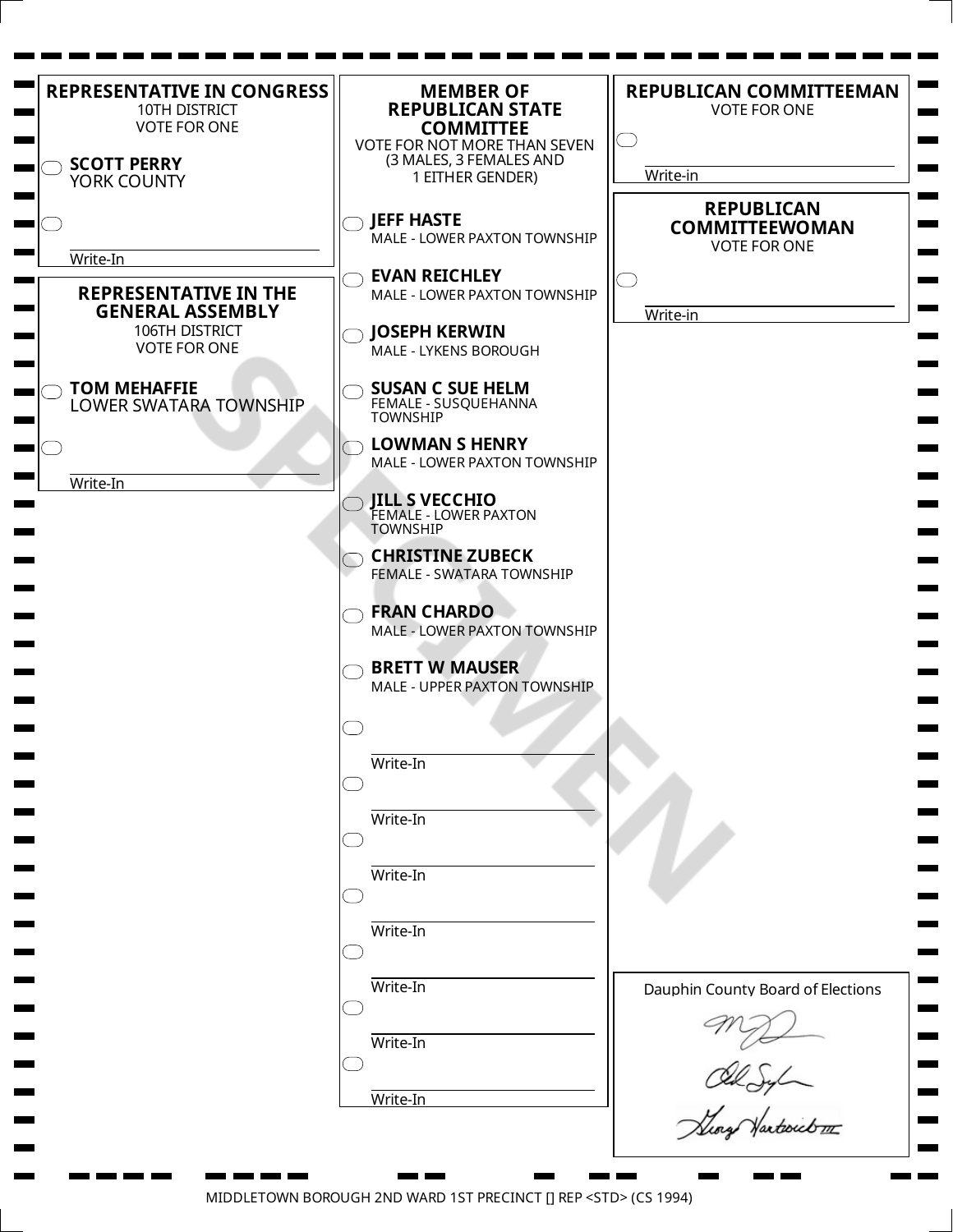## REPRESENTATIVE IN CONGRESS
10TH DISTRICT
VOTE FOR ONE

- **SCOTT PERRY**
  YORK COUNTY
- Write-In

## REPRESENTATIVE IN THE GENERAL ASSEMBLY
106TH DISTRICT
VOTE FOR ONE

- **TOM MEHAFFIE**
  LOWER SWATARA TOWNSHIP
- Write-In

## MEMBER OF REPUBLICAN STATE COMMITTEE
VOTE FOR NOT MORE THAN SEVEN
(3 MALES, 3 FEMALES AND
1 EITHER GENDER)

- **JEFF HASTE**
  MALE - LOWER PAXTON TOWNSHIP
- **EVAN REICHLEY**
  MALE - LOWER PAXTON TOWNSHIP
- **JOSEPH KERWIN**
  MALE - LYKENS BOROUGH
- **SUSAN C SUE HELM**
  FEMALE - SUSQUEHANNA TOWNSHIP
- **LOWMAN S HENRY**
  MALE - LOWER PAXTON TOWNSHIP
- **JILL S VECCHIO**
  FEMALE - LOWER PAXTON TOWNSHIP
- **CHRISTINE ZUBECK**
  FEMALE - SWATARA TOWNSHIP
- **FRAN CHARDO**
  MALE - LOWER PAXTON TOWNSHIP
- **BRETT W MAUSER**
  MALE - UPPER PAXTON TOWNSHIP
- Write-In
- Write-In
- Write-In
- Write-In
- Write-In
- Write-In
- Write-In

## REPUBLICAN COMMITTEEMAN
VOTE FOR ONE

- Write-in

## REPUBLICAN COMMITTEEWOMAN
VOTE FOR ONE

- Write-in

Dauphin County Board of Elections

SPECIMEN

MIDDLETOWN BOROUGH 2ND WARD 1ST PRECINCT [] REP <STD> (CS 1994)